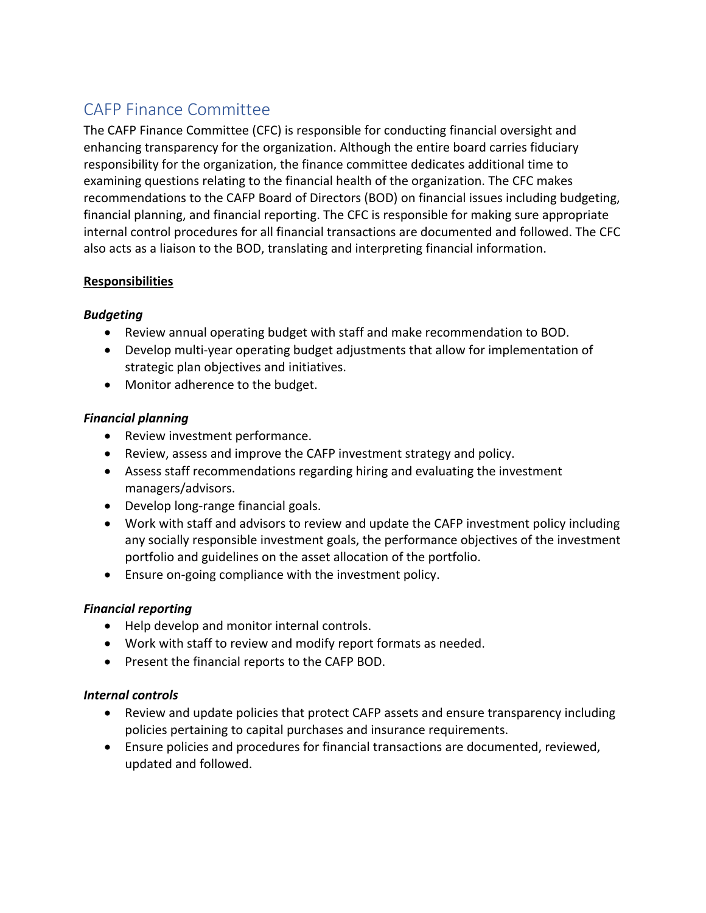# CAFP Finance Committee

The CAFP Finance Committee (CFC) is responsible for conducting financial oversight and enhancing transparency for the organization. Although the entire board carries fiduciary responsibility for the organization, the finance committee dedicates additional time to examining questions relating to the financial health of the organization. The CFC makes recommendations to the CAFP Board of Directors (BOD) on financial issues including budgeting, financial planning, and financial reporting. The CFC is responsible for making sure appropriate internal control procedures for all financial transactions are documented and followed. The CFC also acts as a liaison to the BOD, translating and interpreting financial information.

**<u>Responsibilities</u>**

***Budgeting***

- Review annual operating budget with staff and make recommendation to BOD.
- Develop multi-year operating budget adjustments that allow for implementation of strategic plan objectives and initiatives.
- Monitor adherence to the budget.

***Financial planning***

- Review investment performance.
- Review, assess and improve the CAFP investment strategy and policy.
- Assess staff recommendations regarding hiring and evaluating the investment managers/advisors.
- Develop long-range financial goals.
- Work with staff and advisors to review and update the CAFP investment policy including any socially responsible investment goals, the performance objectives of the investment portfolio and guidelines on the asset allocation of the portfolio.
- Ensure on-going compliance with the investment policy.

***Financial reporting***

- Help develop and monitor internal controls.
- Work with staff to review and modify report formats as needed.
- Present the financial reports to the CAFP BOD.

***Internal controls***

- Review and update policies that protect CAFP assets and ensure transparency including policies pertaining to capital purchases and insurance requirements.
- Ensure policies and procedures for financial transactions are documented, reviewed, updated and followed.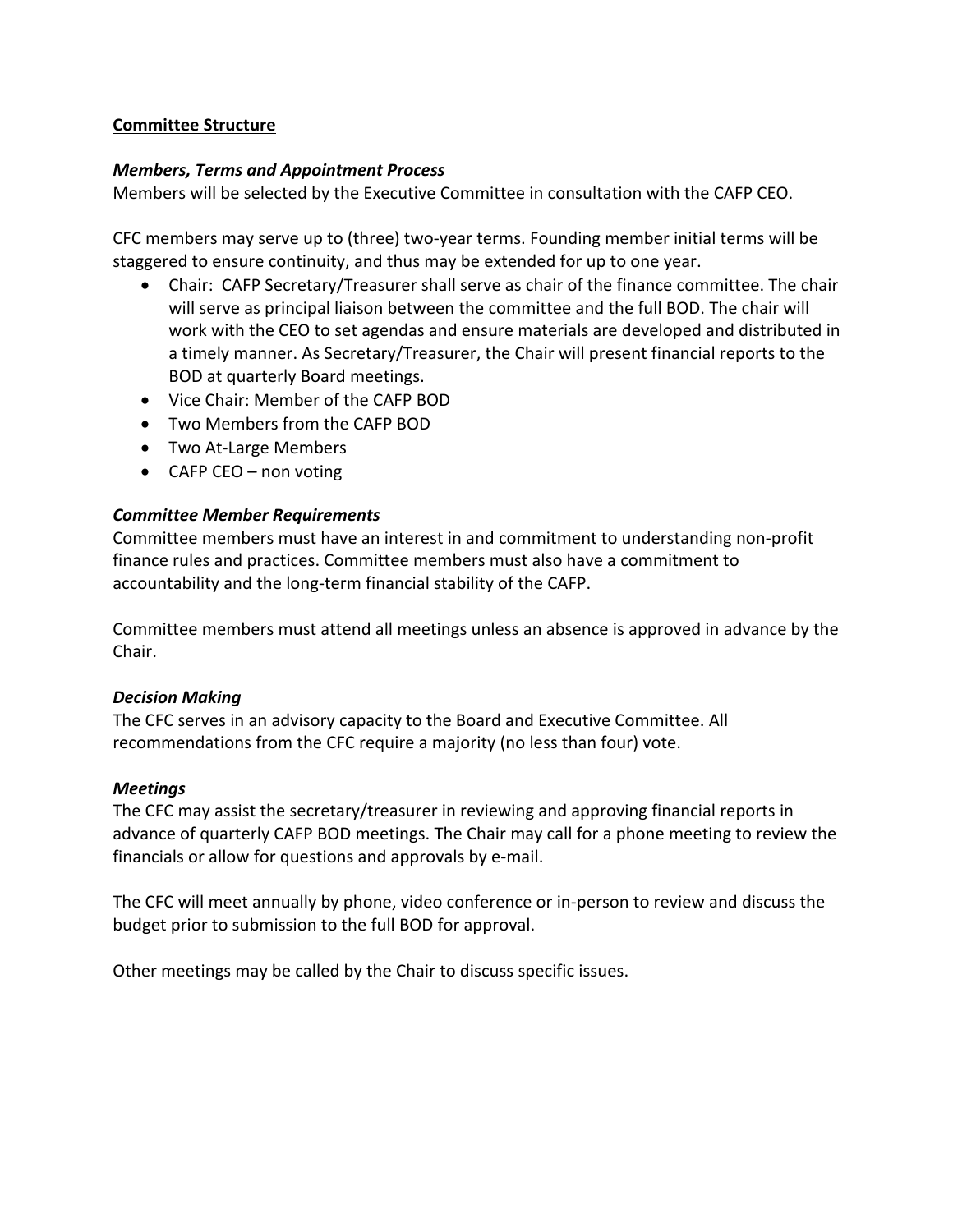## **Committee Structure**

### ***Members, Terms and Appointment Process***

Members will be selected by the Executive Committee in consultation with the CAFP CEO.

CFC members may serve up to (three) two-year terms. Founding member initial terms will be staggered to ensure continuity, and thus may be extended for up to one year.

- Chair: CAFP Secretary/Treasurer shall serve as chair of the finance committee. The chair will serve as principal liaison between the committee and the full BOD. The chair will work with the CEO to set agendas and ensure materials are developed and distributed in a timely manner. As Secretary/Treasurer, the Chair will present financial reports to the BOD at quarterly Board meetings.
- Vice Chair: Member of the CAFP BOD
- Two Members from the CAFP BOD
- Two At-Large Members
- CAFP CEO – non voting

### ***Committee Member Requirements***

Committee members must have an interest in and commitment to understanding non-profit finance rules and practices. Committee members must also have a commitment to accountability and the long-term financial stability of the CAFP.

Committee members must attend all meetings unless an absence is approved in advance by the Chair.

### ***Decision Making***

The CFC serves in an advisory capacity to the Board and Executive Committee. All recommendations from the CFC require a majority (no less than four) vote.

### ***Meetings***

The CFC may assist the secretary/treasurer in reviewing and approving financial reports in advance of quarterly CAFP BOD meetings. The Chair may call for a phone meeting to review the financials or allow for questions and approvals by e-mail.

The CFC will meet annually by phone, video conference or in-person to review and discuss the budget prior to submission to the full BOD for approval.

Other meetings may be called by the Chair to discuss specific issues.